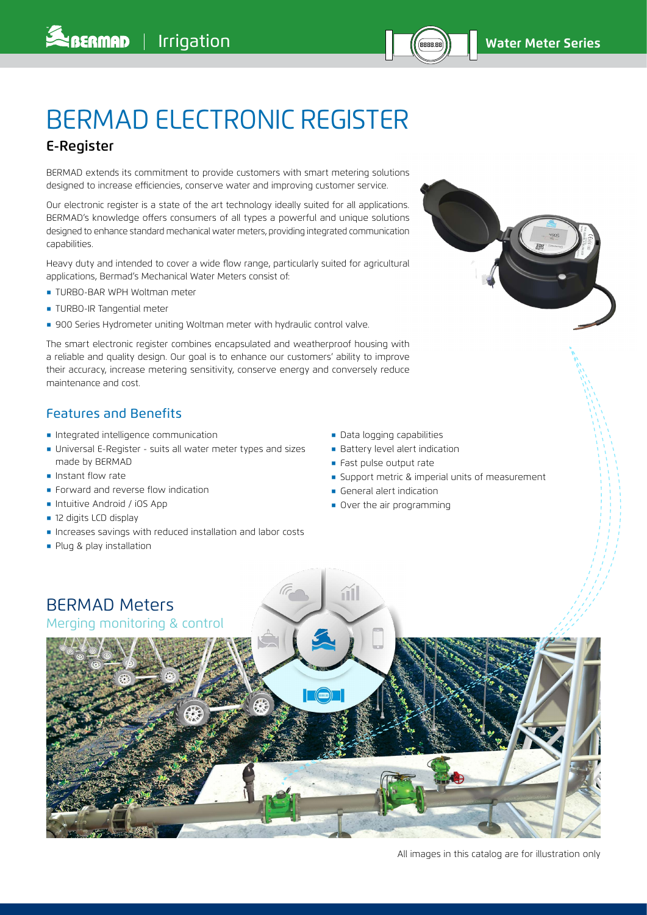# BERMAD ELECTRONIC REGISTER

## E-Register

BERMAD extends its commitment to provide customers with smart metering solutions designed to increase efficiencies, conserve water and improving customer service.

Our electronic register is a state of the art technology ideally suited for all applications. BERMAD's knowledge offers consumers of all types a powerful and unique solutions designed to enhance standard mechanical water meters, providing integrated communication capabilities.

Heavy duty and intended to cover a wide flow range, particularly suited for agricultural applications, Bermad's Mechanical Water Meters consist of:

- TURBO-BAR WPH Woltman meter
- TURBO-IR Tangential meter
- 900 Series Hydrometer uniting Woltman meter with hydraulic control valve.

The smart electronic register combines encapsulated and weatherproof housing with a reliable and quality design. Our goal is to enhance our customers' ability to improve their accuracy, increase metering sensitivity, conserve energy and conversely reduce maintenance and cost.

## Features and Benefits

- Integrated intelligence communication
- Universal E-Register - suits all water meter types and sizes made by BERMAD
- Instant flow rate
- Forward and reverse flow indication
- Intuitive Android / iOS App
- 12 digits LCD display
- Increases savings with reduced installation and labor costs
- Plug & play installation
- Data logging capabilities
- Battery level alert indication
- Fast pulse output rate
- Support metric & imperial units of measurement
- General alert indication
- Over the air programming

## BERMAD Meters

Merging monitoring & control

All images in this catalog are for illustration only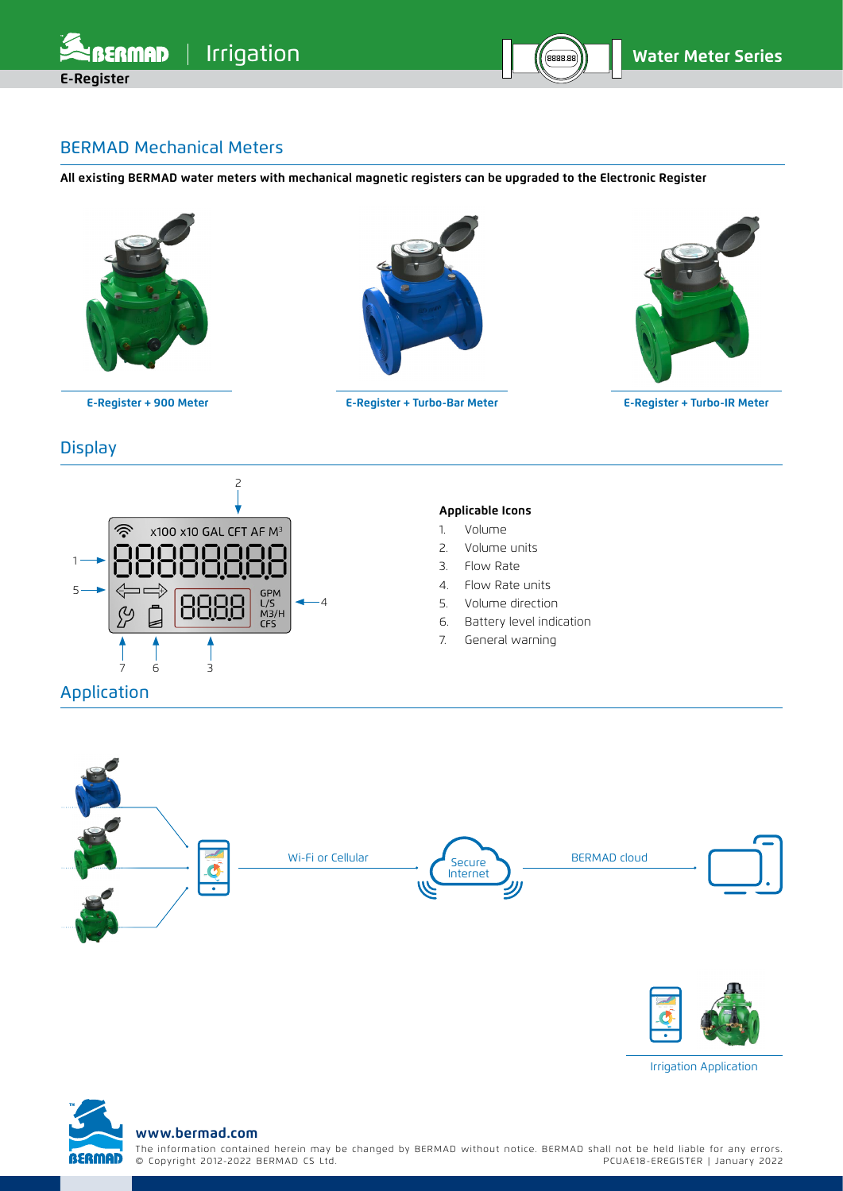## BERMAD Mechanical Meters

**All existing BERMAD water meters with mechanical magnetic registers can be upgraded to the Electronic Register**

E-Register + 900 Meter

E-Register + Turbo-Bar Meter

E-Register + Turbo-IR Meter

## Display

x100 x10 GAL CFT AF M³

GPM
L/S
M3/H
CFS

**Applicable Icons**

1. Volume
2. Volume units
3. Flow Rate
4. Flow Rate units
5. Volume direction
6. Battery level indication
7. General warning

## Application

Wi-Fi or Cellular

Secure Internet

BERMAD cloud

Irrigation Application

**www.bermad.com**

The information contained herein may be changed by BERMAD without notice. BERMAD shall not be held liable for any errors.
© Copyright 2012-2022 BERMAD CS Ltd. PCUAE18-EREGISTER | January 2022